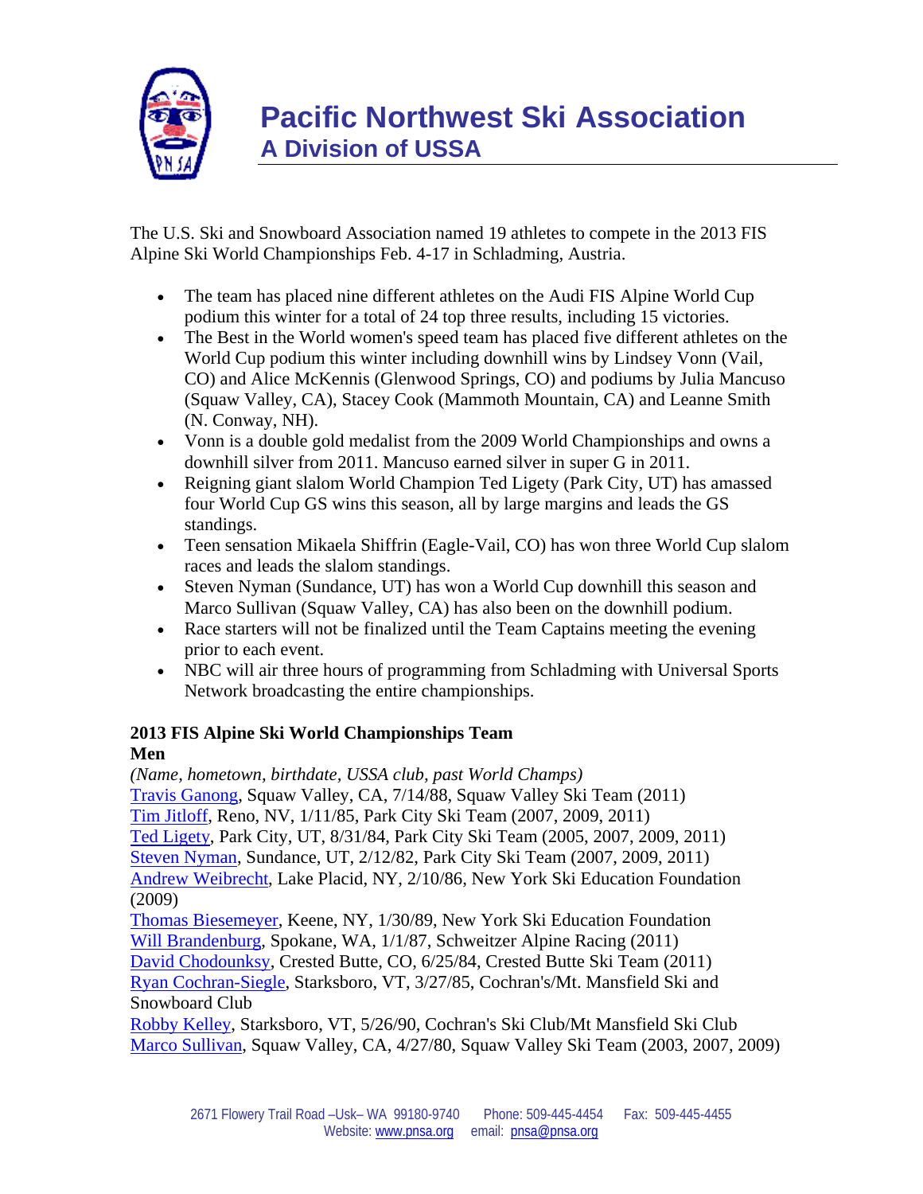# Pacific Northwest Ski Association

## A Division of USSA

The U.S. Ski and Snowboard Association named 19 athletes to compete in the 2013 FIS Alpine Ski World Championships Feb. 4-17 in Schladming, Austria.

- The team has placed nine different athletes on the Audi FIS Alpine World Cup podium this winter for a total of 24 top three results, including 15 victories.
- The Best in the World women's speed team has placed five different athletes on the World Cup podium this winter including downhill wins by Lindsey Vonn (Vail, CO) and Alice McKennis (Glenwood Springs, CO) and podiums by Julia Mancuso (Squaw Valley, CA), Stacey Cook (Mammoth Mountain, CA) and Leanne Smith (N. Conway, NH).
- Vonn is a double gold medalist from the 2009 World Championships and owns a downhill silver from 2011. Mancuso earned silver in super G in 2011.
- Reigning giant slalom World Champion Ted Ligety (Park City, UT) has amassed four World Cup GS wins this season, all by large margins and leads the GS standings.
- Teen sensation Mikaela Shiffrin (Eagle-Vail, CO) has won three World Cup slalom races and leads the slalom standings.
- Steven Nyman (Sundance, UT) has won a World Cup downhill this season and Marco Sullivan (Squaw Valley, CA) has also been on the downhill podium.
- Race starters will not be finalized until the Team Captains meeting the evening prior to each event.
- NBC will air three hours of programming from Schladming with Universal Sports Network broadcasting the entire championships.

**2013 FIS Alpine Ski World Championships Team**
**Men**

*(Name, hometown, birthdate, USSA club, past World Champs)*
Travis Ganong, Squaw Valley, CA, 7/14/88, Squaw Valley Ski Team (2011)
Tim Jitloff, Reno, NV, 1/11/85, Park City Ski Team (2007, 2009, 2011)
Ted Ligety, Park City, UT, 8/31/84, Park City Ski Team (2005, 2007, 2009, 2011)
Steven Nyman, Sundance, UT, 2/12/82, Park City Ski Team (2007, 2009, 2011)
Andrew Weibrecht, Lake Placid, NY, 2/10/86, New York Ski Education Foundation (2009)
Thomas Biesemeyer, Keene, NY, 1/30/89, New York Ski Education Foundation
Will Brandenburg, Spokane, WA, 1/1/87, Schweitzer Alpine Racing (2011)
David Chodounksy, Crested Butte, CO, 6/25/84, Crested Butte Ski Team (2011)
Ryan Cochran-Siegle, Starksboro, VT, 3/27/85, Cochran's/Mt. Mansfield Ski and Snowboard Club
Robby Kelley, Starksboro, VT, 5/26/90, Cochran's Ski Club/Mt Mansfield Ski Club
Marco Sullivan, Squaw Valley, CA, 4/27/80, Squaw Valley Ski Team (2003, 2007, 2009)

2671 Flowery Trail Road –Usk– WA 99180-9740 Phone: 509-445-4454 Fax: 509-445-4455
Website: www.pnsa.org email: pnsa@pnsa.org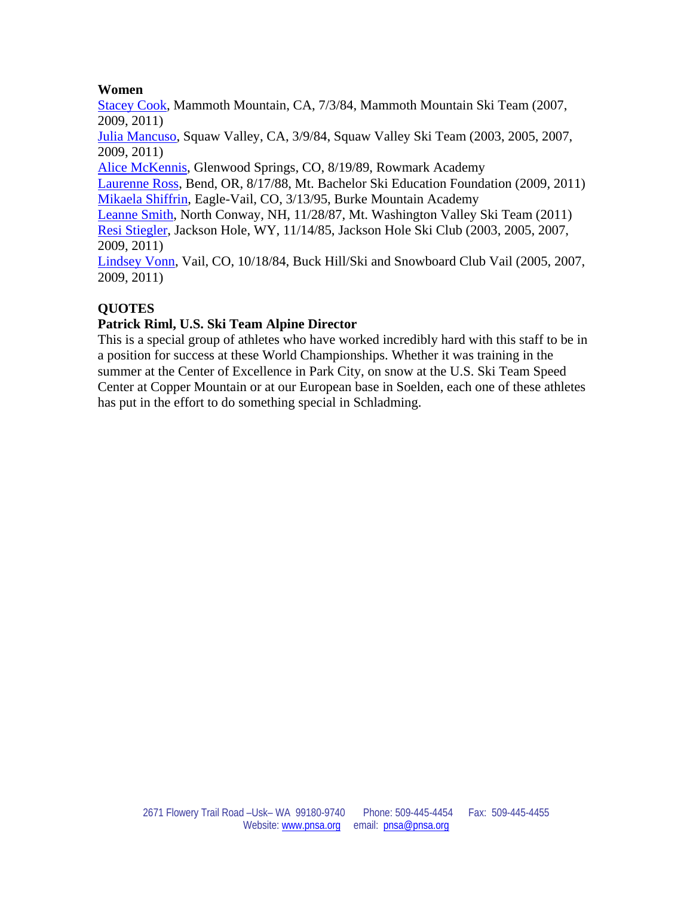**Women**

Stacey Cook, Mammoth Mountain, CA, 7/3/84, Mammoth Mountain Ski Team (2007, 2009, 2011)
Julia Mancuso, Squaw Valley, CA, 3/9/84, Squaw Valley Ski Team (2003, 2005, 2007, 2009, 2011)
Alice McKennis, Glenwood Springs, CO, 8/19/89, Rowmark Academy
Laurenne Ross, Bend, OR, 8/17/88, Mt. Bachelor Ski Education Foundation (2009, 2011)
Mikaela Shiffrin, Eagle-Vail, CO, 3/13/95, Burke Mountain Academy
Leanne Smith, North Conway, NH, 11/28/87, Mt. Washington Valley Ski Team (2011)
Resi Stiegler, Jackson Hole, WY, 11/14/85, Jackson Hole Ski Club (2003, 2005, 2007, 2009, 2011)
Lindsey Vonn, Vail, CO, 10/18/84, Buck Hill/Ski and Snowboard Club Vail (2005, 2007, 2009, 2011)

**QUOTES**

**Patrick Riml, U.S. Ski Team Alpine Director**

This is a special group of athletes who have worked incredibly hard with this staff to be in a position for success at these World Championships. Whether it was training in the summer at the Center of Excellence in Park City, on snow at the U.S. Ski Team Speed Center at Copper Mountain or at our European base in Soelden, each one of these athletes has put in the effort to do something special in Schladming.

2671 Flowery Trail Road –Usk– WA 99180-9740 Phone: 509-445-4454 Fax: 509-445-4455
Website: www.pnsa.org email: pnsa@pnsa.org